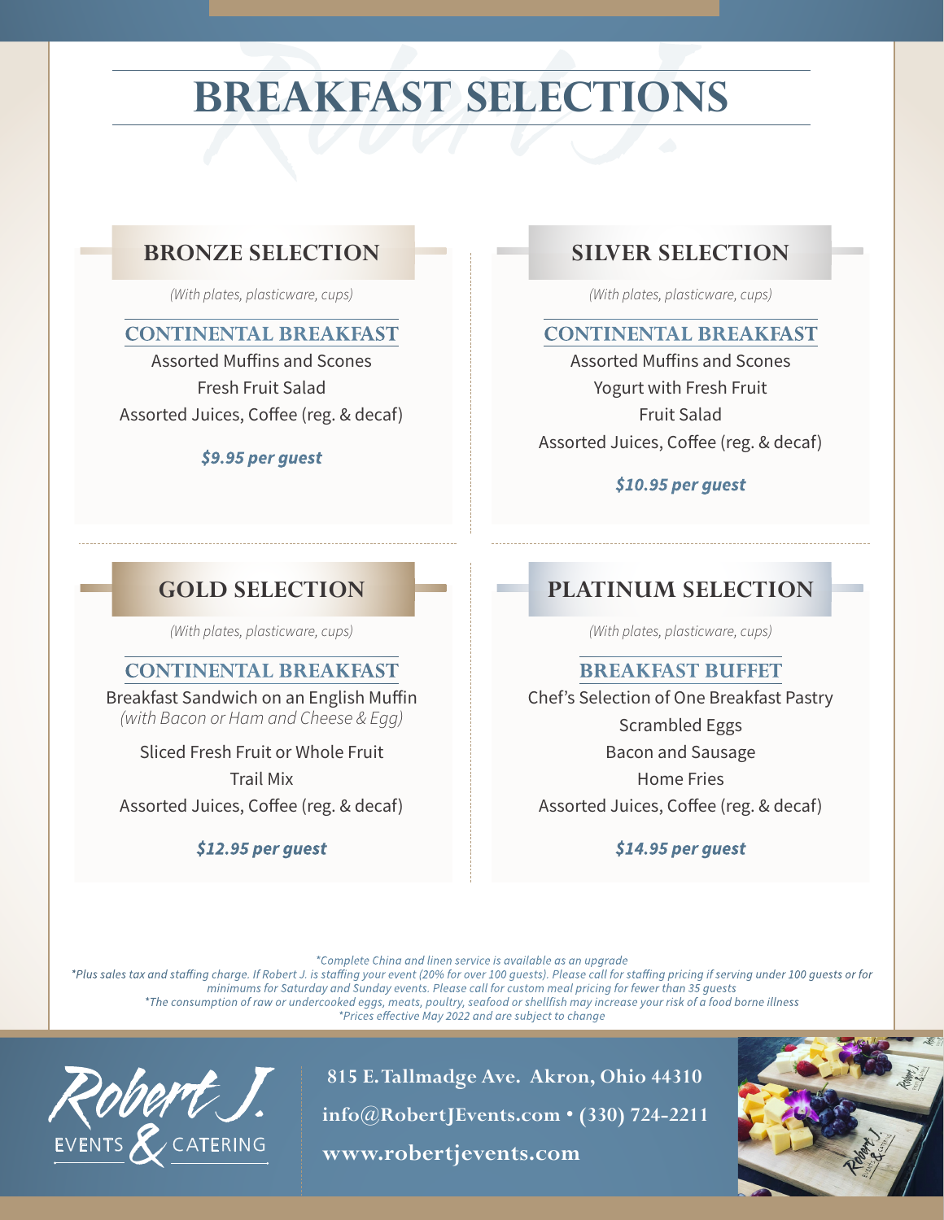# BREAKFAST SELECTIONS

## BRONZE SELECTION

*(With plates, plasticware, cups)*

### CONTINENTAL BREAKFAST

Assorted Muffins and Scones
Fresh Fruit Salad
Assorted Juices, Coffee (reg. & decaf)

***$9.95 per guest***

## SILVER SELECTION

*(With plates, plasticware, cups)*

### CONTINENTAL BREAKFAST

Assorted Muffins and Scones
Yogurt with Fresh Fruit
Fruit Salad
Assorted Juices, Coffee (reg. & decaf)

***$10.95 per guest***

## GOLD SELECTION

*(With plates, plasticware, cups)*

### CONTINENTAL BREAKFAST

Breakfast Sandwich on an English Muffin
*(with Bacon or Ham and Cheese & Egg)*

Sliced Fresh Fruit or Whole Fruit
Trail Mix
Assorted Juices, Coffee (reg. & decaf)

***$12.95 per guest***

## PLATINUM SELECTION

*(With plates, plasticware, cups)*

### BREAKFAST BUFFET

Chef's Selection of One Breakfast Pastry
Scrambled Eggs
Bacon and Sausage
Home Fries
Assorted Juices, Coffee (reg. & decaf)

***$14.95 per guest***

*\*Complete China and linen service is available as an upgrade*
*\*Plus sales tax and staffing charge. If Robert J. is staffing your event (20% for over 100 guests). Please call for staffing pricing if serving under 100 guests or for minimums for Saturday and Sunday events. Please call for custom meal pricing for fewer than 35 guests*
*\*The consumption of raw or undercooked eggs, meats, poultry, seafood or shellfish may increase your risk of a food borne illness*
*\*Prices effective May 2022 and are subject to change*

Robert J. EVENTS & CATERING

**815 E. Tallmadge Ave. Akron, Ohio 44310**
**info@RobertJEvents.com • (330) 724-2211**
**www.robertjevents.com**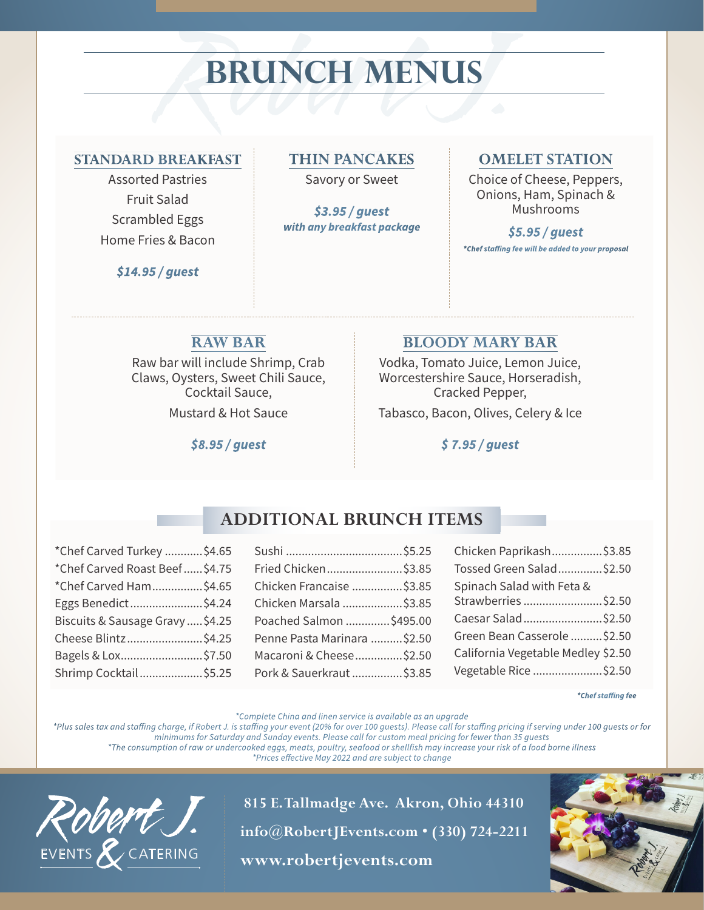# BRUNCH MENUS

## STANDARD BREAKFAST

Assorted Pastries
Fruit Salad
Scrambled Eggs
Home Fries & Bacon

***$14.95 / guest***

## THIN PANCAKES

Savory or Sweet

***$3.95 / guest***
***with any breakfast package***

## OMELET STATION

Choice of Cheese, Peppers, Onions, Ham, Spinach & Mushrooms

***$5.95 / guest***
****Chef staffing fee will be added to your proposal***

## RAW BAR

Raw bar will include Shrimp, Crab Claws, Oysters, Sweet Chili Sauce, Cocktail Sauce,

Mustard & Hot Sauce

***$8.95 / guest***

## BLOODY MARY BAR

Vodka, Tomato Juice, Lemon Juice, Worcestershire Sauce, Horseradish, Cracked Pepper,

Tabasco, Bacon, Olives, Celery & Ice

***$ 7.95 / guest***

## ADDITIONAL BRUNCH ITEMS

| | | | | | |
|---|---|---|---|---|---|
| *Chef Carved Turkey | $4.65 | Sushi | $5.25 | Chicken Paprikash | $3.85 |
| *Chef Carved Roast Beef | $4.75 | Fried Chicken | $3.85 | Tossed Green Salad | $2.50 |
| *Chef Carved Ham | $4.65 | Chicken Francaise | $3.85 | Spinach Salad with Feta & Strawberries | $2.50 |
| Eggs Benedict | $4.24 | Chicken Marsala | $3.85 | Caesar Salad | $2.50 |
| Biscuits & Sausage Gravy | $4.25 | Poached Salmon | $495.00 | Green Bean Casserole | $2.50 |
| Cheese Blintz | $4.25 | Penne Pasta Marinara | $2.50 | California Vegetable Medley | $2.50 |
| Bagels & Lox | $7.50 | Macaroni & Cheese | $2.50 | Vegetable Rice | $2.50 |
| Shrimp Cocktail | $5.25 | Pork & Sauerkraut | $3.85 | | |

****Chef staffing fee***

*\*Complete China and linen service is available as an upgrade*
*\*Plus sales tax and staffing charge, if Robert J. is staffing your event (20% for over 100 guests). Please call for staffing pricing if serving under 100 guests or for minimums for Saturday and Sunday events. Please call for custom meal pricing for fewer than 35 guests*
*\*The consumption of raw or undercooked eggs, meats, poultry, seafood or shellfish may increase your risk of a food borne illness*
*\*Prices effective May 2022 and are subject to change*

Robert J. EVENTS & CATERING

**815 E. Tallmadge Ave. Akron, Ohio 44310**
**info@RobertJEvents.com • (330) 724-2211**
**www.robertjevents.com**